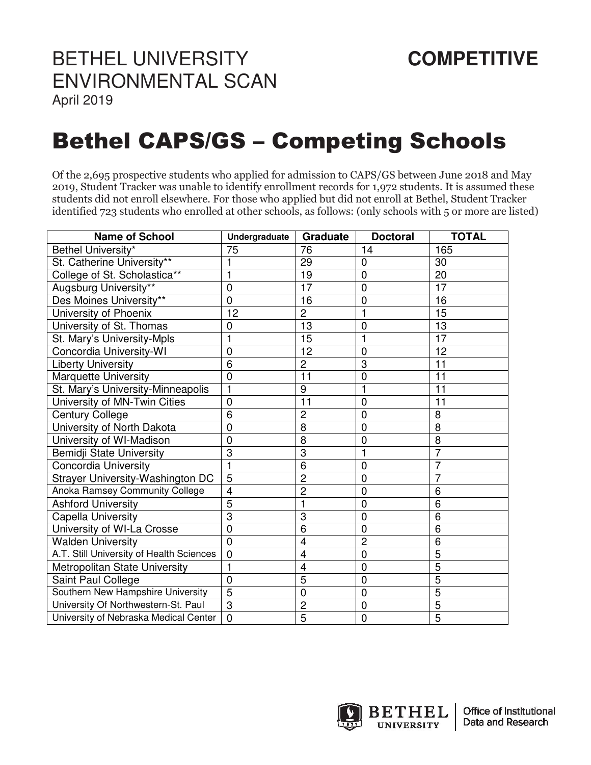BETHEL UNIVERSITY
ENVIRONMENTAL SCAN
April 2019

**COMPETITIVE**

# Bethel CAPS/GS – Competing Schools

Of the 2,695 prospective students who applied for admission to CAPS/GS between June 2018 and May 2019, Student Tracker was unable to identify enrollment records for 1,972 students. It is assumed these students did not enroll elsewhere. For those who applied but did not enroll at Bethel, Student Tracker identified 723 students who enrolled at other schools, as follows: (only schools with 5 or more are listed)

| Name of School | Undergraduate | Graduate | Doctoral | TOTAL |
|---|---|---|---|---|
| Bethel University* | 75 | 76 | 14 | 165 |
| St. Catherine University** | 1 | 29 | 0 | 30 |
| College of St. Scholastica** | 1 | 19 | 0 | 20 |
| Augsburg University** | 0 | 17 | 0 | 17 |
| Des Moines University** | 0 | 16 | 0 | 16 |
| University of Phoenix | 12 | 2 | 1 | 15 |
| University of St. Thomas | 0 | 13 | 0 | 13 |
| St. Mary's University-Mpls | 1 | 15 | 1 | 17 |
| Concordia University-WI | 0 | 12 | 0 | 12 |
| Liberty University | 6 | 2 | 3 | 11 |
| Marquette University | 0 | 11 | 0 | 11 |
| St. Mary's University-Minneapolis | 1 | 9 | 1 | 11 |
| University of MN-Twin Cities | 0 | 11 | 0 | 11 |
| Century College | 6 | 2 | 0 | 8 |
| University of North Dakota | 0 | 8 | 0 | 8 |
| University of WI-Madison | 0 | 8 | 0 | 8 |
| Bemidji State University | 3 | 3 | 1 | 7 |
| Concordia University | 1 | 6 | 0 | 7 |
| Strayer University-Washington DC | 5 | 2 | 0 | 7 |
| Anoka Ramsey Community College | 4 | 2 | 0 | 6 |
| Ashford University | 5 | 1 | 0 | 6 |
| Capella University | 3 | 3 | 0 | 6 |
| University of WI-La Crosse | 0 | 6 | 0 | 6 |
| Walden University | 0 | 4 | 2 | 6 |
| A.T. Still University of Health Sciences | 0 | 4 | 0 | 5 |
| Metropolitan State University | 1 | 4 | 0 | 5 |
| Saint Paul College | 0 | 5 | 0 | 5 |
| Southern New Hampshire University | 5 | 0 | 0 | 5 |
| University Of Northwestern-St. Paul | 3 | 2 | 0 | 5 |
| University of Nebraska Medical Center | 0 | 5 | 0 | 5 |

BETHEL UNIVERSITY | Office of Institutional Data and Research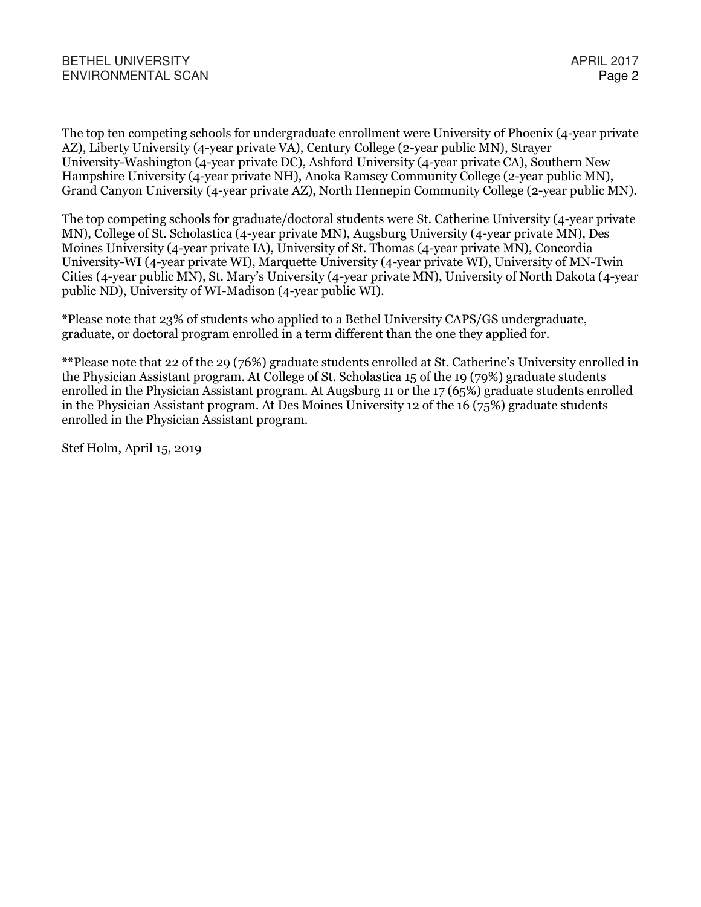The top ten competing schools for undergraduate enrollment were University of Phoenix (4-year private AZ), Liberty University (4-year private VA), Century College (2-year public MN), Strayer University-Washington (4-year private DC), Ashford University (4-year private CA), Southern New Hampshire University (4-year private NH), Anoka Ramsey Community College (2-year public MN), Grand Canyon University (4-year private AZ), North Hennepin Community College (2-year public MN).

The top competing schools for graduate/doctoral students were St. Catherine University (4-year private MN), College of St. Scholastica (4-year private MN), Augsburg University (4-year private MN), Des Moines University (4-year private IA), University of St. Thomas (4-year private MN), Concordia University-WI (4-year private WI), Marquette University (4-year private WI), University of MN-Twin Cities (4-year public MN), St. Mary's University (4-year private MN), University of North Dakota (4-year public ND), University of WI-Madison (4-year public WI).

*Please note that 23% of students who applied to a Bethel University CAPS/GS undergraduate, graduate, or doctoral program enrolled in a term different than the one they applied for.

**Please note that 22 of the 29 (76%) graduate students enrolled at St. Catherine's University enrolled in the Physician Assistant program. At College of St. Scholastica 15 of the 19 (79%) graduate students enrolled in the Physician Assistant program. At Augsburg 11 or the 17 (65%) graduate students enrolled in the Physician Assistant program. At Des Moines University 12 of the 16 (75%) graduate students enrolled in the Physician Assistant program.

Stef Holm, April 15, 2019